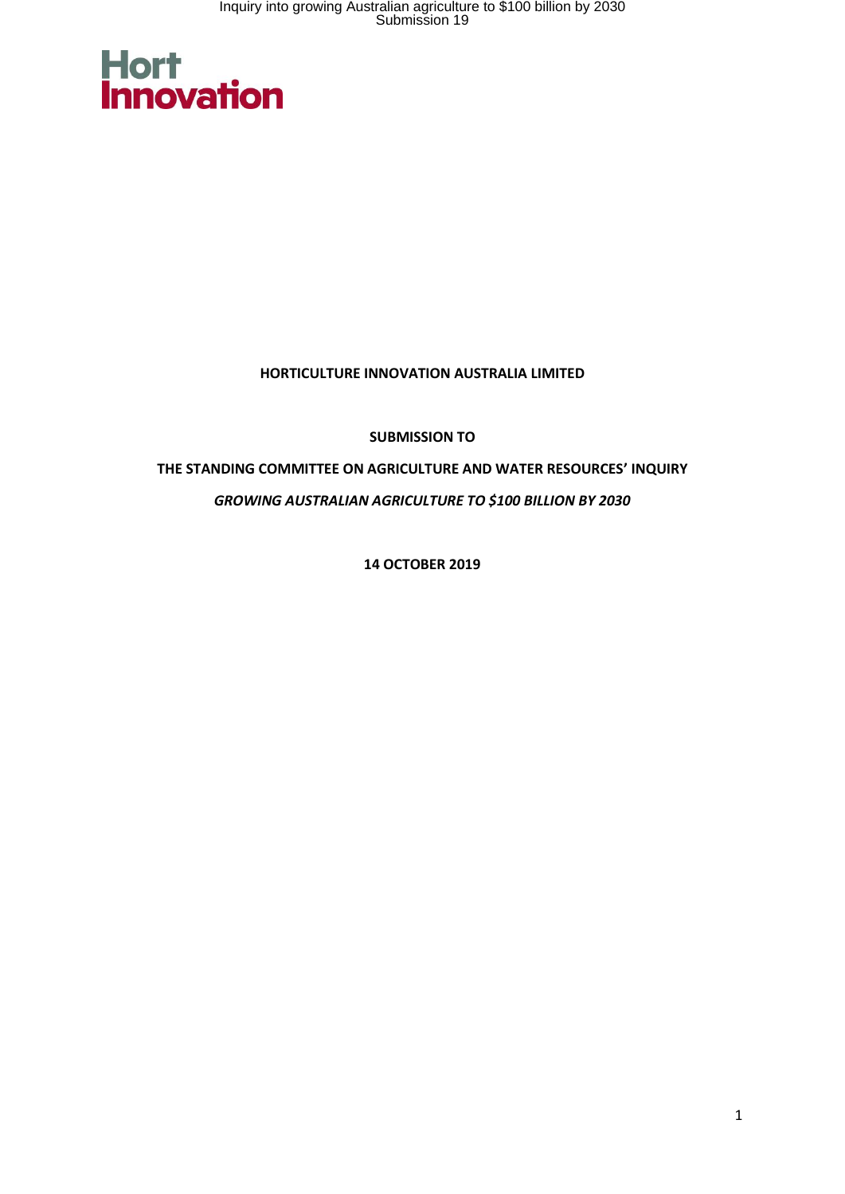**HORTICULTURE INNOVATION AUSTRALIA LIMITED**

**SUBMISSION TO**

**THE STANDING COMMITTEE ON AGRICULTURE AND WATER RESOURCES' INQUIRY**

***GROWING AUSTRALIAN AGRICULTURE TO $100 BILLION BY 2030***

**14 OCTOBER 2019**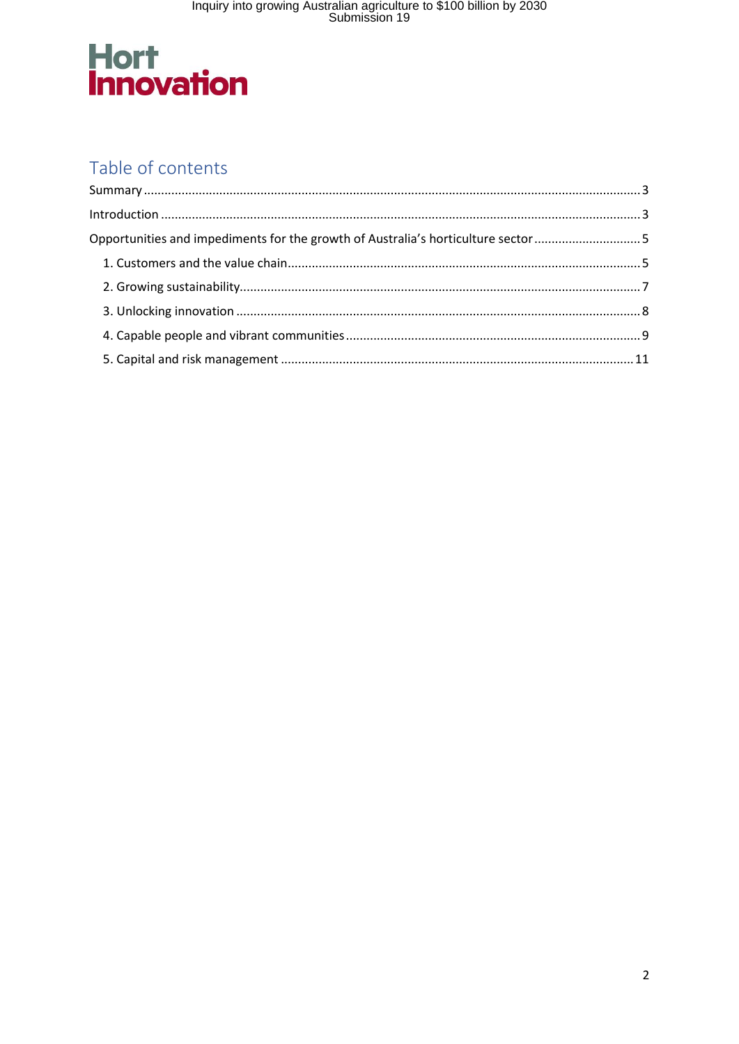## Table of contents

Summary ..... 3

Introduction ..... 3

Opportunities and impediments for the growth of Australia's horticulture sector ..... 5

1. Customers and the value chain ..... 5
2. Growing sustainability ..... 7
3. Unlocking innovation ..... 8
4. Capable people and vibrant communities ..... 9
5. Capital and risk management ..... 11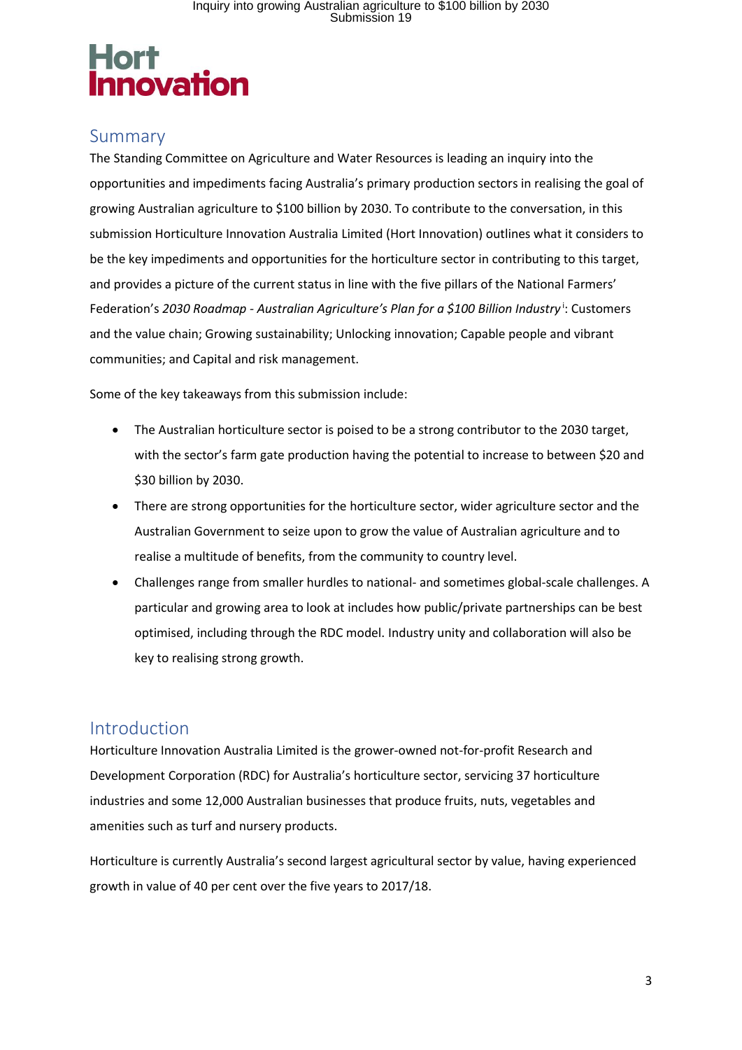Hort Innovation

## Summary

The Standing Committee on Agriculture and Water Resources is leading an inquiry into the opportunities and impediments facing Australia's primary production sectors in realising the goal of growing Australian agriculture to $100 billion by 2030. To contribute to the conversation, in this submission Horticulture Innovation Australia Limited (Hort Innovation) outlines what it considers to be the key impediments and opportunities for the horticulture sector in contributing to this target, and provides a picture of the current status in line with the five pillars of the National Farmers' Federation's *2030 Roadmap - Australian Agriculture's Plan for a $100 Billion Industry*[i]: Customers and the value chain; Growing sustainability; Unlocking innovation; Capable people and vibrant communities; and Capital and risk management.

Some of the key takeaways from this submission include:

- The Australian horticulture sector is poised to be a strong contributor to the 2030 target, with the sector's farm gate production having the potential to increase to between $20 and $30 billion by 2030.
- There are strong opportunities for the horticulture sector, wider agriculture sector and the Australian Government to seize upon to grow the value of Australian agriculture and to realise a multitude of benefits, from the community to country level.
- Challenges range from smaller hurdles to national- and sometimes global-scale challenges. A particular and growing area to look at includes how public/private partnerships can be best optimised, including through the RDC model. Industry unity and collaboration will also be key to realising strong growth.

## Introduction

Horticulture Innovation Australia Limited is the grower-owned not-for-profit Research and Development Corporation (RDC) for Australia's horticulture sector, servicing 37 horticulture industries and some 12,000 Australian businesses that produce fruits, nuts, vegetables and amenities such as turf and nursery products.

Horticulture is currently Australia's second largest agricultural sector by value, having experienced growth in value of 40 per cent over the five years to 2017/18.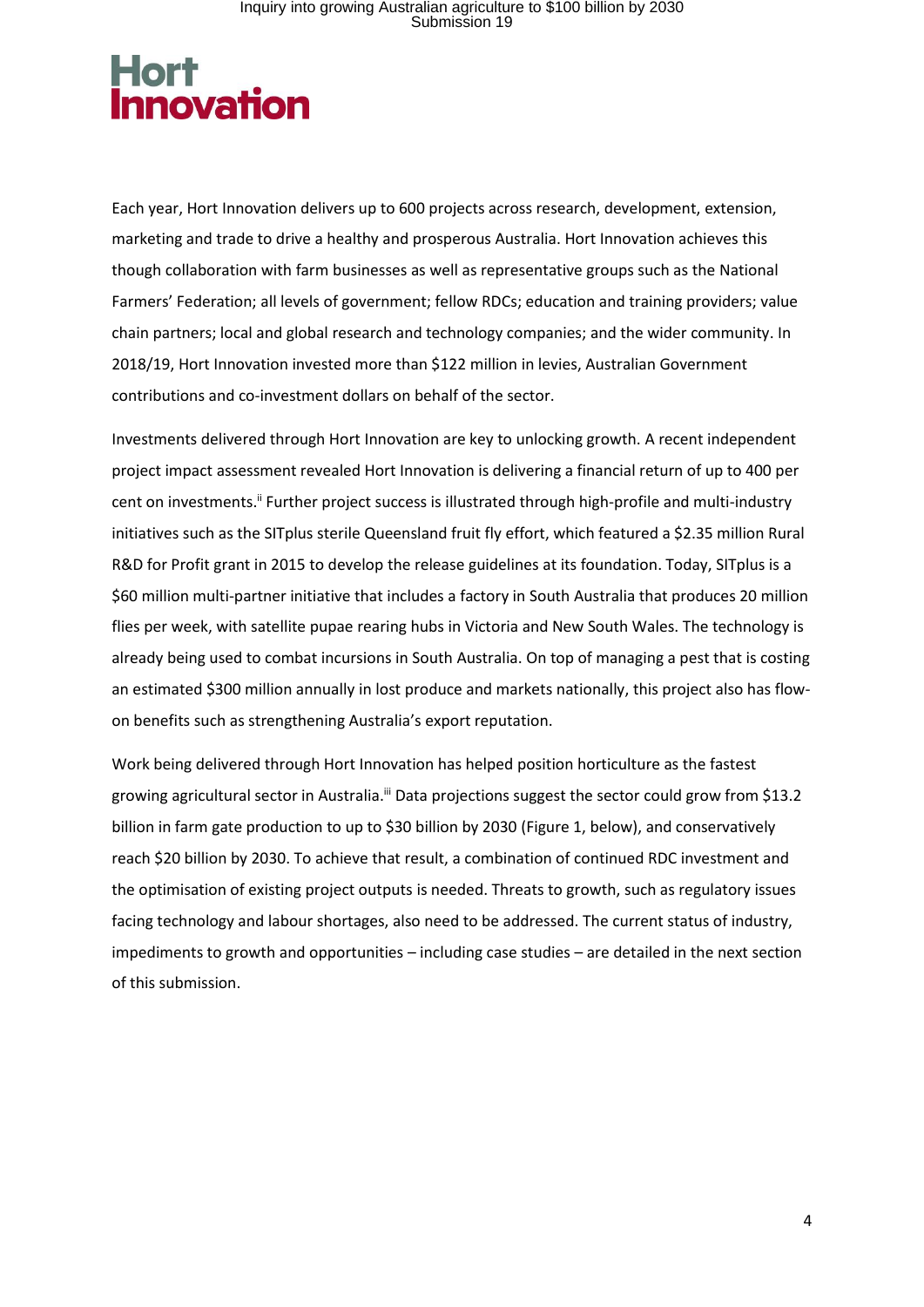Each year, Hort Innovation delivers up to 600 projects across research, development, extension, marketing and trade to drive a healthy and prosperous Australia. Hort Innovation achieves this though collaboration with farm businesses as well as representative groups such as the National Farmers' Federation; all levels of government; fellow RDCs; education and training providers; value chain partners; local and global research and technology companies; and the wider community. In 2018/19, Hort Innovation invested more than $122 million in levies, Australian Government contributions and co-investment dollars on behalf of the sector.

Investments delivered through Hort Innovation are key to unlocking growth. A recent independent project impact assessment revealed Hort Innovation is delivering a financial return of up to 400 per cent on investments.[ii] Further project success is illustrated through high-profile and multi-industry initiatives such as the SITplus sterile Queensland fruit fly effort, which featured a $2.35 million Rural R&D for Profit grant in 2015 to develop the release guidelines at its foundation. Today, SITplus is a $60 million multi-partner initiative that includes a factory in South Australia that produces 20 million flies per week, with satellite pupae rearing hubs in Victoria and New South Wales. The technology is already being used to combat incursions in South Australia. On top of managing a pest that is costing an estimated $300 million annually in lost produce and markets nationally, this project also has flow-on benefits such as strengthening Australia's export reputation.

Work being delivered through Hort Innovation has helped position horticulture as the fastest growing agricultural sector in Australia.[iii] Data projections suggest the sector could grow from $13.2 billion in farm gate production to up to $30 billion by 2030 (Figure 1, below), and conservatively reach $20 billion by 2030. To achieve that result, a combination of continued RDC investment and the optimisation of existing project outputs is needed. Threats to growth, such as regulatory issues facing technology and labour shortages, also need to be addressed. The current status of industry, impediments to growth and opportunities – including case studies – are detailed in the next section of this submission.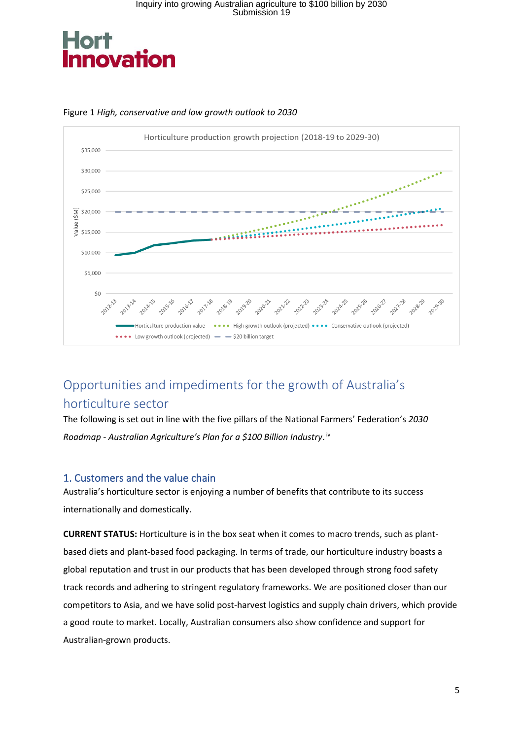Figure 1 *High, conservative and low growth outlook to 2030*

# Opportunities and impediments for the growth of Australia's horticulture sector

The following is set out in line with the five pillars of the National Farmers' Federation's *2030 Roadmap - Australian Agriculture's Plan for a $100 Billion Industry*. [iv]

## 1. Customers and the value chain

Australia's horticulture sector is enjoying a number of benefits that contribute to its success internationally and domestically.

**CURRENT STATUS:** Horticulture is in the box seat when it comes to macro trends, such as plant-based diets and plant-based food packaging. In terms of trade, our horticulture industry boasts a global reputation and trust in our products that has been developed through strong food safety track records and adhering to stringent regulatory frameworks. We are positioned closer than our competitors to Asia, and we have solid post-harvest logistics and supply chain drivers, which provide a good route to market. Locally, Australian consumers also show confidence and support for Australian-grown products.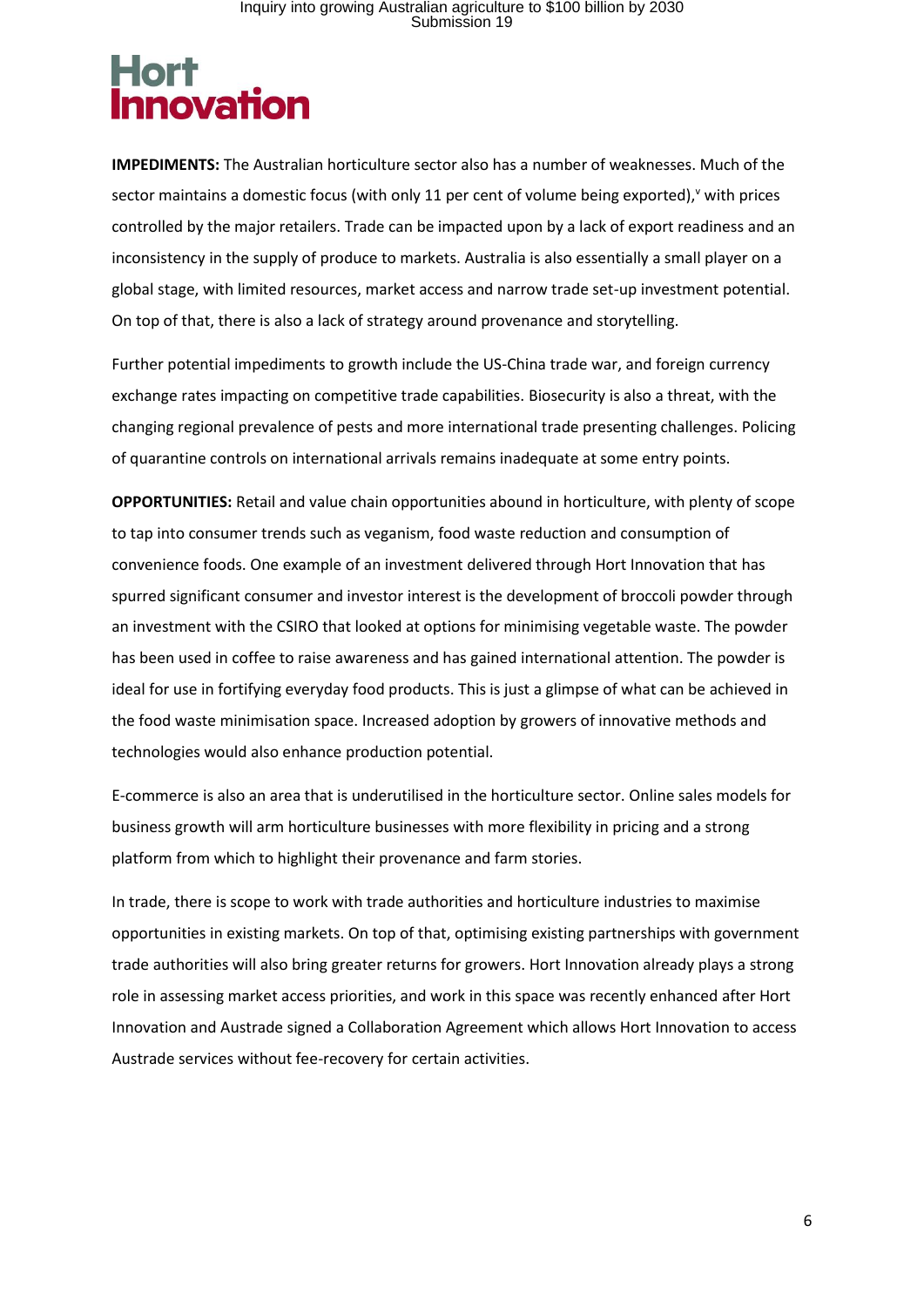**IMPEDIMENTS:** The Australian horticulture sector also has a number of weaknesses. Much of the sector maintains a domestic focus (with only 11 per cent of volume being exported),[v] with prices controlled by the major retailers. Trade can be impacted upon by a lack of export readiness and an inconsistency in the supply of produce to markets. Australia is also essentially a small player on a global stage, with limited resources, market access and narrow trade set-up investment potential. On top of that, there is also a lack of strategy around provenance and storytelling.

Further potential impediments to growth include the US-China trade war, and foreign currency exchange rates impacting on competitive trade capabilities. Biosecurity is also a threat, with the changing regional prevalence of pests and more international trade presenting challenges. Policing of quarantine controls on international arrivals remains inadequate at some entry points.

**OPPORTUNITIES:** Retail and value chain opportunities abound in horticulture, with plenty of scope to tap into consumer trends such as veganism, food waste reduction and consumption of convenience foods. One example of an investment delivered through Hort Innovation that has spurred significant consumer and investor interest is the development of broccoli powder through an investment with the CSIRO that looked at options for minimising vegetable waste. The powder has been used in coffee to raise awareness and has gained international attention. The powder is ideal for use in fortifying everyday food products. This is just a glimpse of what can be achieved in the food waste minimisation space. Increased adoption by growers of innovative methods and technologies would also enhance production potential.

E-commerce is also an area that is underutilised in the horticulture sector. Online sales models for business growth will arm horticulture businesses with more flexibility in pricing and a strong platform from which to highlight their provenance and farm stories.

In trade, there is scope to work with trade authorities and horticulture industries to maximise opportunities in existing markets. On top of that, optimising existing partnerships with government trade authorities will also bring greater returns for growers. Hort Innovation already plays a strong role in assessing market access priorities, and work in this space was recently enhanced after Hort Innovation and Austrade signed a Collaboration Agreement which allows Hort Innovation to access Austrade services without fee-recovery for certain activities.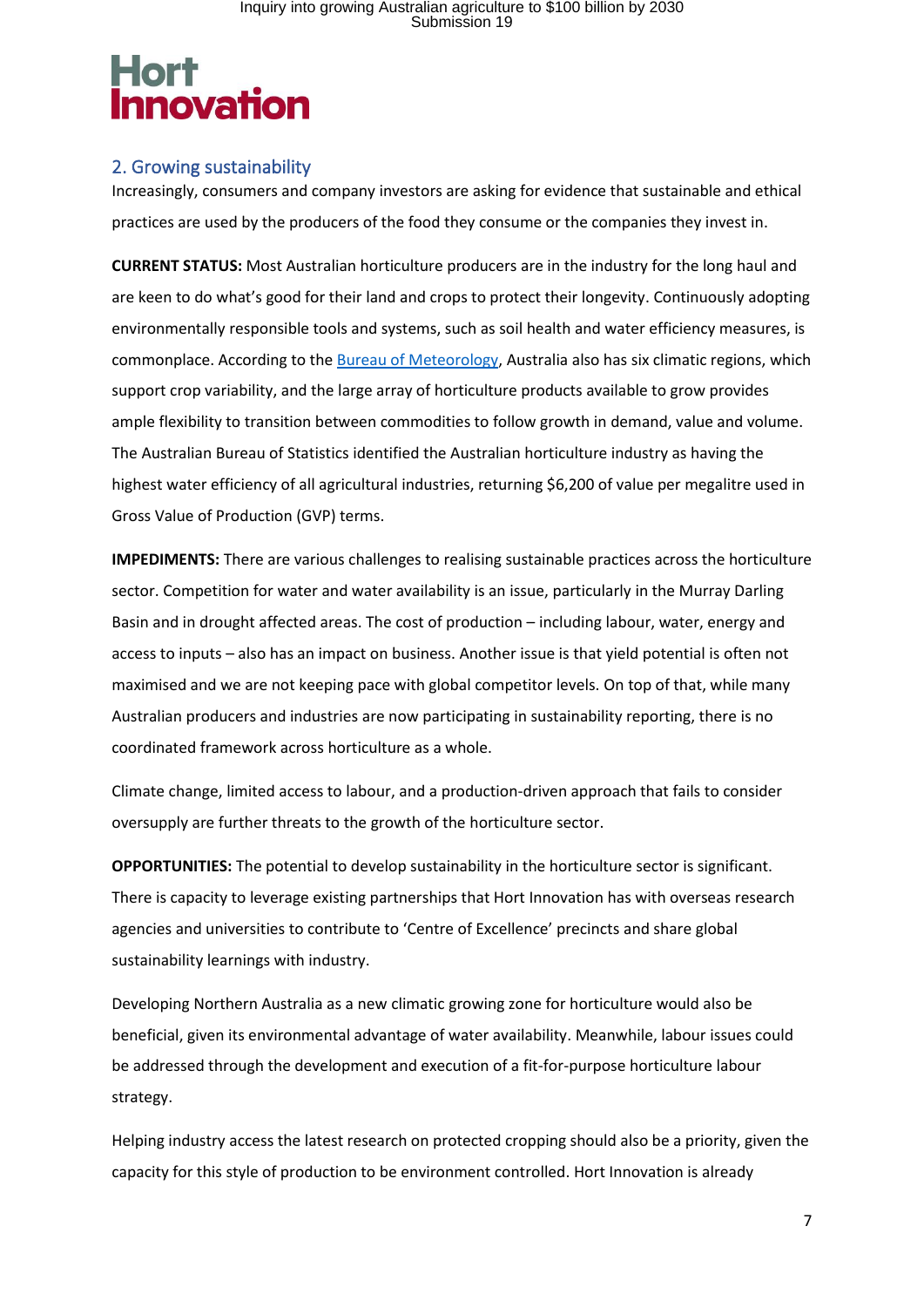## 2. Growing sustainability

Increasingly, consumers and company investors are asking for evidence that sustainable and ethical practices are used by the producers of the food they consume or the companies they invest in.

**CURRENT STATUS:** Most Australian horticulture producers are in the industry for the long haul and are keen to do what's good for their land and crops to protect their longevity. Continuously adopting environmentally responsible tools and systems, such as soil health and water efficiency measures, is commonplace. According to the Bureau of Meteorology, Australia also has six climatic regions, which support crop variability, and the large array of horticulture products available to grow provides ample flexibility to transition between commodities to follow growth in demand, value and volume. The Australian Bureau of Statistics identified the Australian horticulture industry as having the highest water efficiency of all agricultural industries, returning $6,200 of value per megalitre used in Gross Value of Production (GVP) terms.

**IMPEDIMENTS:** There are various challenges to realising sustainable practices across the horticulture sector. Competition for water and water availability is an issue, particularly in the Murray Darling Basin and in drought affected areas. The cost of production – including labour, water, energy and access to inputs – also has an impact on business. Another issue is that yield potential is often not maximised and we are not keeping pace with global competitor levels. On top of that, while many Australian producers and industries are now participating in sustainability reporting, there is no coordinated framework across horticulture as a whole.

Climate change, limited access to labour, and a production-driven approach that fails to consider oversupply are further threats to the growth of the horticulture sector.

**OPPORTUNITIES:** The potential to develop sustainability in the horticulture sector is significant. There is capacity to leverage existing partnerships that Hort Innovation has with overseas research agencies and universities to contribute to 'Centre of Excellence' precincts and share global sustainability learnings with industry.

Developing Northern Australia as a new climatic growing zone for horticulture would also be beneficial, given its environmental advantage of water availability. Meanwhile, labour issues could be addressed through the development and execution of a fit-for-purpose horticulture labour strategy.

Helping industry access the latest research on protected cropping should also be a priority, given the capacity for this style of production to be environment controlled. Hort Innovation is already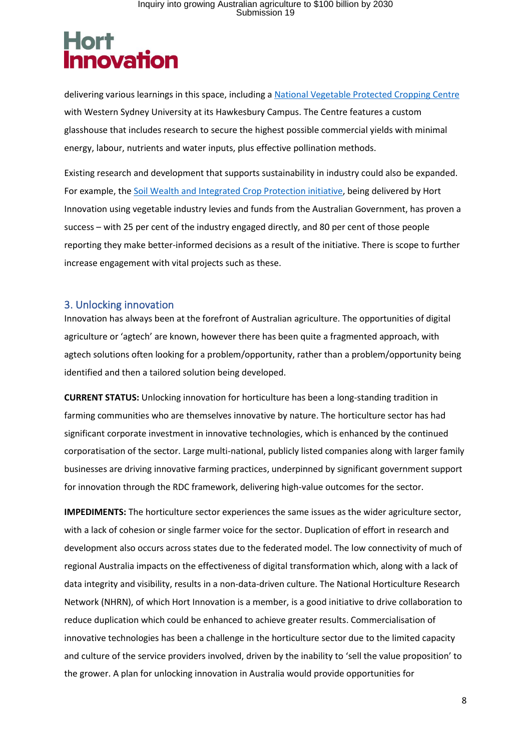delivering various learnings in this space, including a National Vegetable Protected Cropping Centre with Western Sydney University at its Hawkesbury Campus. The Centre features a custom glasshouse that includes research to secure the highest possible commercial yields with minimal energy, labour, nutrients and water inputs, plus effective pollination methods.

Existing research and development that supports sustainability in industry could also be expanded. For example, the Soil Wealth and Integrated Crop Protection initiative, being delivered by Hort Innovation using vegetable industry levies and funds from the Australian Government, has proven a success – with 25 per cent of the industry engaged directly, and 80 per cent of those people reporting they make better-informed decisions as a result of the initiative. There is scope to further increase engagement with vital projects such as these.

## 3. Unlocking innovation

Innovation has always been at the forefront of Australian agriculture. The opportunities of digital agriculture or 'agtech' are known, however there has been quite a fragmented approach, with agtech solutions often looking for a problem/opportunity, rather than a problem/opportunity being identified and then a tailored solution being developed.

**CURRENT STATUS:** Unlocking innovation for horticulture has been a long-standing tradition in farming communities who are themselves innovative by nature. The horticulture sector has had significant corporate investment in innovative technologies, which is enhanced by the continued corporatisation of the sector. Large multi-national, publicly listed companies along with larger family businesses are driving innovative farming practices, underpinned by significant government support for innovation through the RDC framework, delivering high-value outcomes for the sector.

**IMPEDIMENTS:** The horticulture sector experiences the same issues as the wider agriculture sector, with a lack of cohesion or single farmer voice for the sector. Duplication of effort in research and development also occurs across states due to the federated model. The low connectivity of much of regional Australia impacts on the effectiveness of digital transformation which, along with a lack of data integrity and visibility, results in a non-data-driven culture. The National Horticulture Research Network (NHRN), of which Hort Innovation is a member, is a good initiative to drive collaboration to reduce duplication which could be enhanced to achieve greater results. Commercialisation of innovative technologies has been a challenge in the horticulture sector due to the limited capacity and culture of the service providers involved, driven by the inability to 'sell the value proposition' to the grower. A plan for unlocking innovation in Australia would provide opportunities for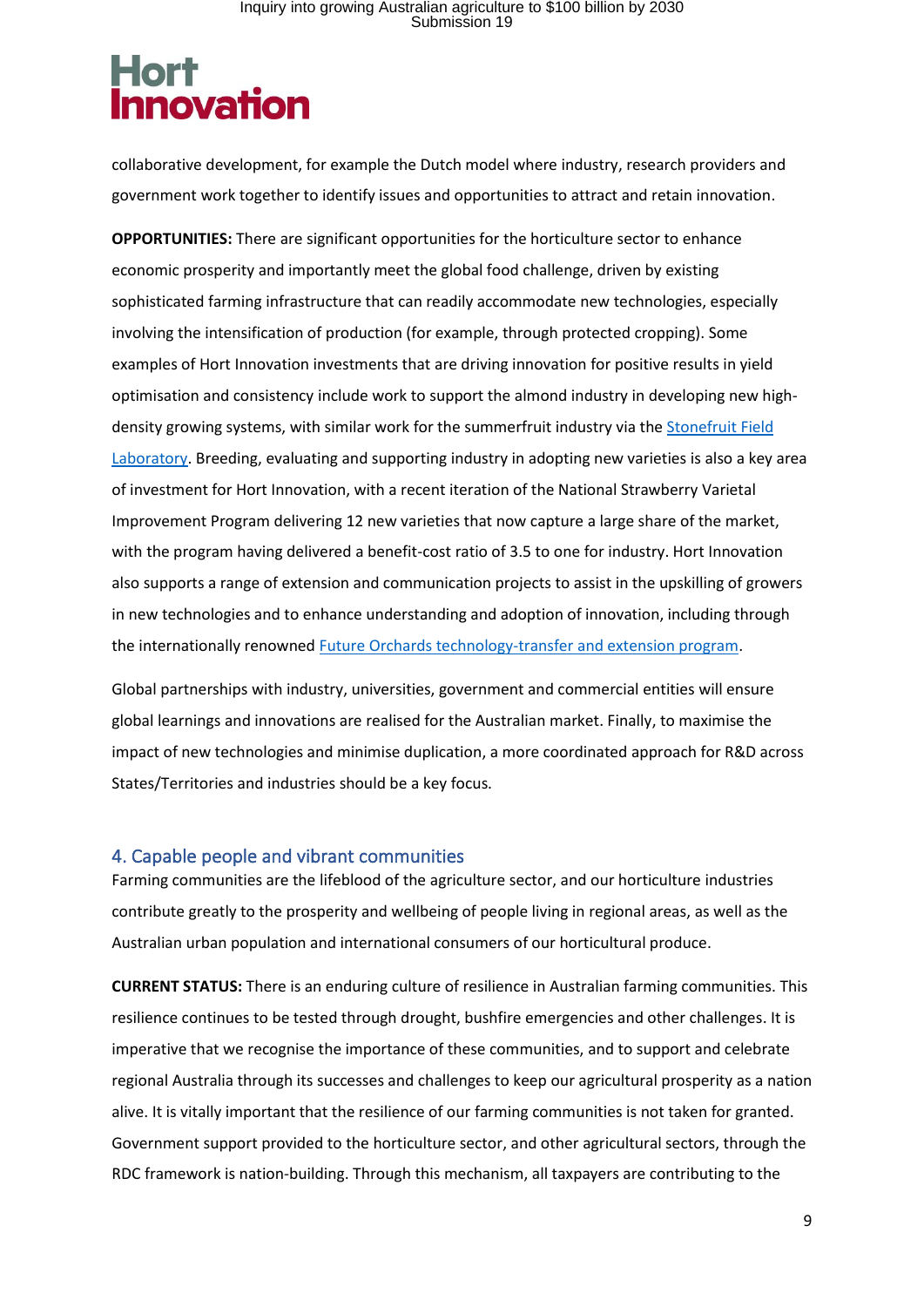collaborative development, for example the Dutch model where industry, research providers and government work together to identify issues and opportunities to attract and retain innovation.

**OPPORTUNITIES:** There are significant opportunities for the horticulture sector to enhance economic prosperity and importantly meet the global food challenge, driven by existing sophisticated farming infrastructure that can readily accommodate new technologies, especially involving the intensification of production (for example, through protected cropping). Some examples of Hort Innovation investments that are driving innovation for positive results in yield optimisation and consistency include work to support the almond industry in developing new high-density growing systems, with similar work for the summerfruit industry via the Stonefruit Field Laboratory. Breeding, evaluating and supporting industry in adopting new varieties is also a key area of investment for Hort Innovation, with a recent iteration of the National Strawberry Varietal Improvement Program delivering 12 new varieties that now capture a large share of the market, with the program having delivered a benefit-cost ratio of 3.5 to one for industry. Hort Innovation also supports a range of extension and communication projects to assist in the upskilling of growers in new technologies and to enhance understanding and adoption of innovation, including through the internationally renowned Future Orchards technology-transfer and extension program.

Global partnerships with industry, universities, government and commercial entities will ensure global learnings and innovations are realised for the Australian market. Finally, to maximise the impact of new technologies and minimise duplication, a more coordinated approach for R&D across States/Territories and industries should be a key focus.

## 4. Capable people and vibrant communities

Farming communities are the lifeblood of the agriculture sector, and our horticulture industries contribute greatly to the prosperity and wellbeing of people living in regional areas, as well as the Australian urban population and international consumers of our horticultural produce.

**CURRENT STATUS:** There is an enduring culture of resilience in Australian farming communities. This resilience continues to be tested through drought, bushfire emergencies and other challenges. It is imperative that we recognise the importance of these communities, and to support and celebrate regional Australia through its successes and challenges to keep our agricultural prosperity as a nation alive. It is vitally important that the resilience of our farming communities is not taken for granted. Government support provided to the horticulture sector, and other agricultural sectors, through the RDC framework is nation-building. Through this mechanism, all taxpayers are contributing to the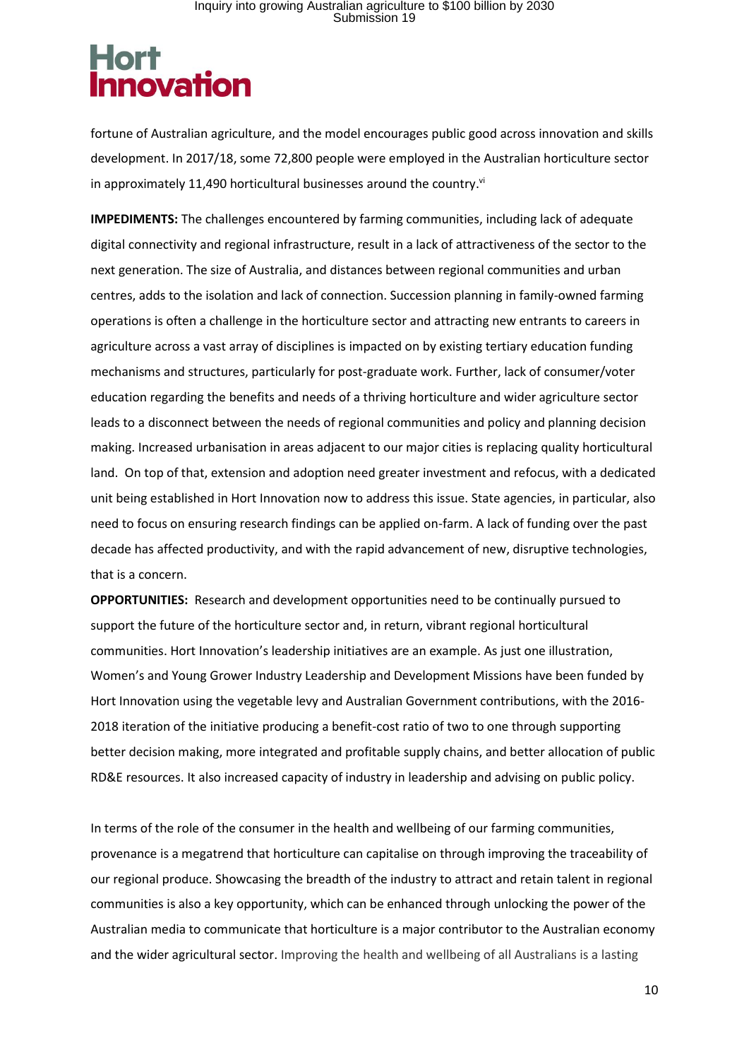fortune of Australian agriculture, and the model encourages public good across innovation and skills development. In 2017/18, some 72,800 people were employed in the Australian horticulture sector in approximately 11,490 horticultural businesses around the country.[vi]

**IMPEDIMENTS:** The challenges encountered by farming communities, including lack of adequate digital connectivity and regional infrastructure, result in a lack of attractiveness of the sector to the next generation. The size of Australia, and distances between regional communities and urban centres, adds to the isolation and lack of connection. Succession planning in family-owned farming operations is often a challenge in the horticulture sector and attracting new entrants to careers in agriculture across a vast array of disciplines is impacted on by existing tertiary education funding mechanisms and structures, particularly for post-graduate work. Further, lack of consumer/voter education regarding the benefits and needs of a thriving horticulture and wider agriculture sector leads to a disconnect between the needs of regional communities and policy and planning decision making. Increased urbanisation in areas adjacent to our major cities is replacing quality horticultural land. On top of that, extension and adoption need greater investment and refocus, with a dedicated unit being established in Hort Innovation now to address this issue. State agencies, in particular, also need to focus on ensuring research findings can be applied on-farm. A lack of funding over the past decade has affected productivity, and with the rapid advancement of new, disruptive technologies, that is a concern.

**OPPORTUNITIES:** Research and development opportunities need to be continually pursued to support the future of the horticulture sector and, in return, vibrant regional horticultural communities. Hort Innovation's leadership initiatives are an example. As just one illustration, Women's and Young Grower Industry Leadership and Development Missions have been funded by Hort Innovation using the vegetable levy and Australian Government contributions, with the 2016-2018 iteration of the initiative producing a benefit-cost ratio of two to one through supporting better decision making, more integrated and profitable supply chains, and better allocation of public RD&E resources. It also increased capacity of industry in leadership and advising on public policy.

In terms of the role of the consumer in the health and wellbeing of our farming communities, provenance is a megatrend that horticulture can capitalise on through improving the traceability of our regional produce. Showcasing the breadth of the industry to attract and retain talent in regional communities is also a key opportunity, which can be enhanced through unlocking the power of the Australian media to communicate that horticulture is a major contributor to the Australian economy and the wider agricultural sector. Improving the health and wellbeing of all Australians is a lasting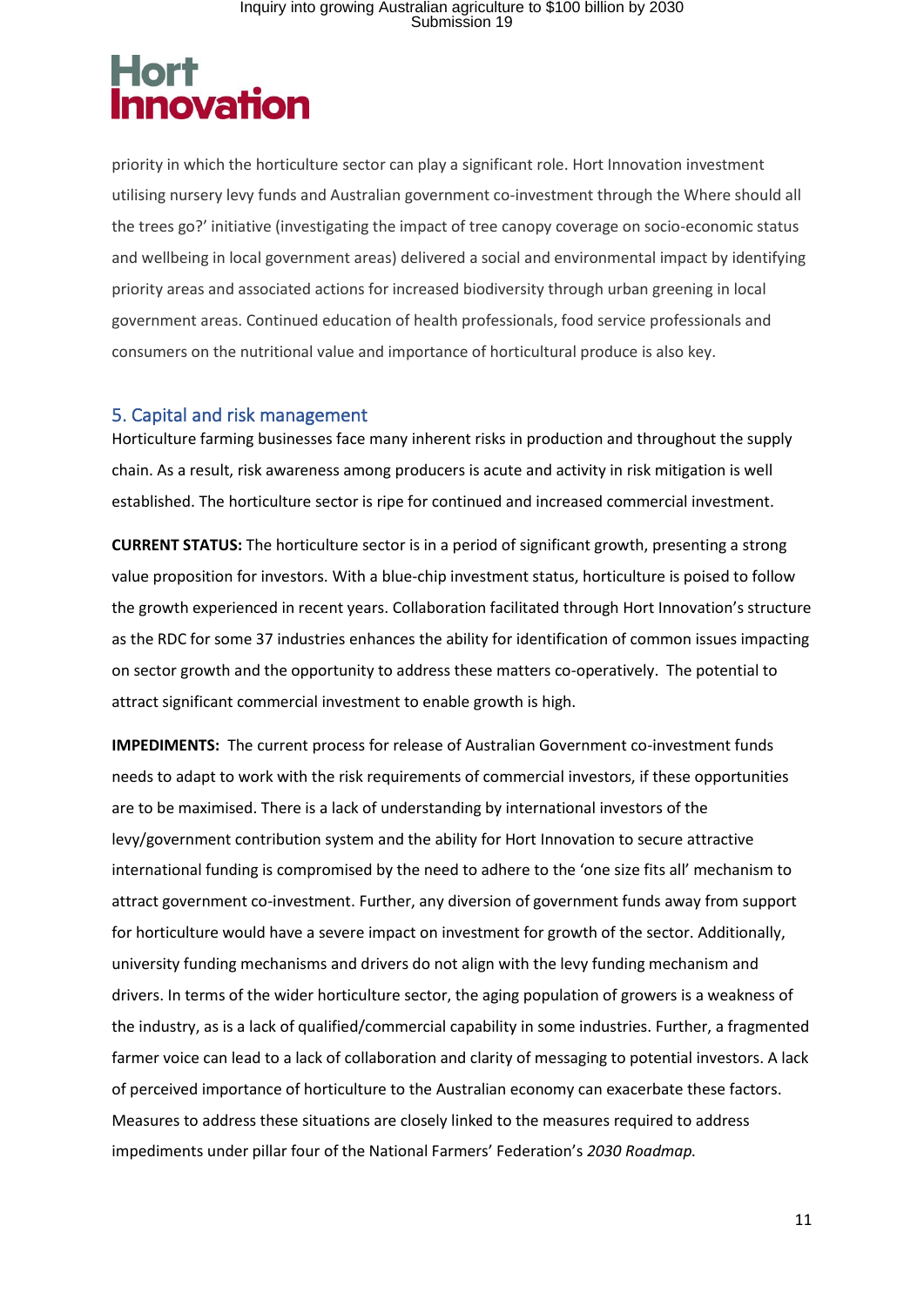priority in which the horticulture sector can play a significant role. Hort Innovation investment utilising nursery levy funds and Australian government co-investment through the Where should all the trees go?' initiative (investigating the impact of tree canopy coverage on socio-economic status and wellbeing in local government areas) delivered a social and environmental impact by identifying priority areas and associated actions for increased biodiversity through urban greening in local government areas. Continued education of health professionals, food service professionals and consumers on the nutritional value and importance of horticultural produce is also key.

## 5. Capital and risk management

Horticulture farming businesses face many inherent risks in production and throughout the supply chain. As a result, risk awareness among producers is acute and activity in risk mitigation is well established. The horticulture sector is ripe for continued and increased commercial investment.

**CURRENT STATUS:** The horticulture sector is in a period of significant growth, presenting a strong value proposition for investors. With a blue-chip investment status, horticulture is poised to follow the growth experienced in recent years. Collaboration facilitated through Hort Innovation's structure as the RDC for some 37 industries enhances the ability for identification of common issues impacting on sector growth and the opportunity to address these matters co-operatively. The potential to attract significant commercial investment to enable growth is high.

**IMPEDIMENTS:** The current process for release of Australian Government co-investment funds needs to adapt to work with the risk requirements of commercial investors, if these opportunities are to be maximised. There is a lack of understanding by international investors of the levy/government contribution system and the ability for Hort Innovation to secure attractive international funding is compromised by the need to adhere to the 'one size fits all' mechanism to attract government co-investment. Further, any diversion of government funds away from support for horticulture would have a severe impact on investment for growth of the sector. Additionally, university funding mechanisms and drivers do not align with the levy funding mechanism and drivers. In terms of the wider horticulture sector, the aging population of growers is a weakness of the industry, as is a lack of qualified/commercial capability in some industries. Further, a fragmented farmer voice can lead to a lack of collaboration and clarity of messaging to potential investors. A lack of perceived importance of horticulture to the Australian economy can exacerbate these factors. Measures to address these situations are closely linked to the measures required to address impediments under pillar four of the National Farmers' Federation's *2030 Roadmap.*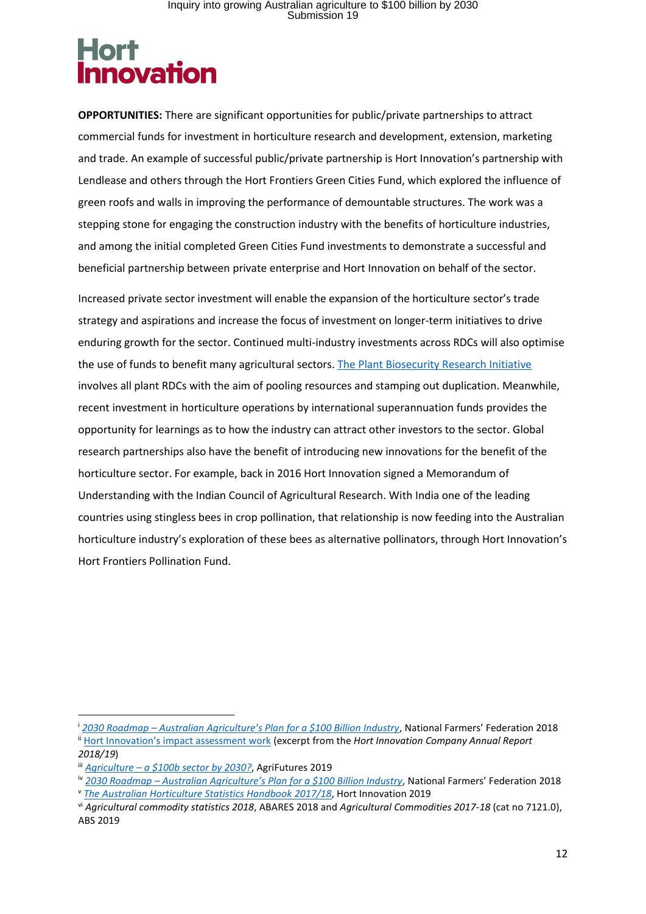**OPPORTUNITIES:** There are significant opportunities for public/private partnerships to attract commercial funds for investment in horticulture research and development, extension, marketing and trade. An example of successful public/private partnership is Hort Innovation's partnership with Lendlease and others through the Hort Frontiers Green Cities Fund, which explored the influence of green roofs and walls in improving the performance of demountable structures. The work was a stepping stone for engaging the construction industry with the benefits of horticulture industries, and among the initial completed Green Cities Fund investments to demonstrate a successful and beneficial partnership between private enterprise and Hort Innovation on behalf of the sector.

Increased private sector investment will enable the expansion of the horticulture sector's trade strategy and aspirations and increase the focus of investment on longer-term initiatives to drive enduring growth for the sector. Continued multi-industry investments across RDCs will also optimise the use of funds to benefit many agricultural sectors. The Plant Biosecurity Research Initiative involves all plant RDCs with the aim of pooling resources and stamping out duplication. Meanwhile, recent investment in horticulture operations by international superannuation funds provides the opportunity for learnings as to how the industry can attract other investors to the sector. Global research partnerships also have the benefit of introducing new innovations for the benefit of the horticulture sector. For example, back in 2016 Hort Innovation signed a Memorandum of Understanding with the Indian Council of Agricultural Research. With India one of the leading countries using stingless bees in crop pollination, that relationship is now feeding into the Australian horticulture industry's exploration of these bees as alternative pollinators, through Hort Innovation's Hort Frontiers Pollination Fund.

---

[i] *2030 Roadmap – Australian Agriculture's Plan for a $100 Billion Industry*, National Farmers' Federation 2018

[ii] Hort Innovation's impact assessment work (excerpt from the *Hort Innovation Company Annual Report 2018/19*)

[iii] *Agriculture – a $100b sector by 2030?*, AgriFutures 2019

[iv] *2030 Roadmap – Australian Agriculture's Plan for a $100 Billion Industry*, National Farmers' Federation 2018

[v] *The Australian Horticulture Statistics Handbook 2017/18*, Hort Innovation 2019

[vi] *Agricultural commodity statistics 2018*, ABARES 2018 and *Agricultural Commodities 2017-18* (cat no 7121.0), ABS 2019